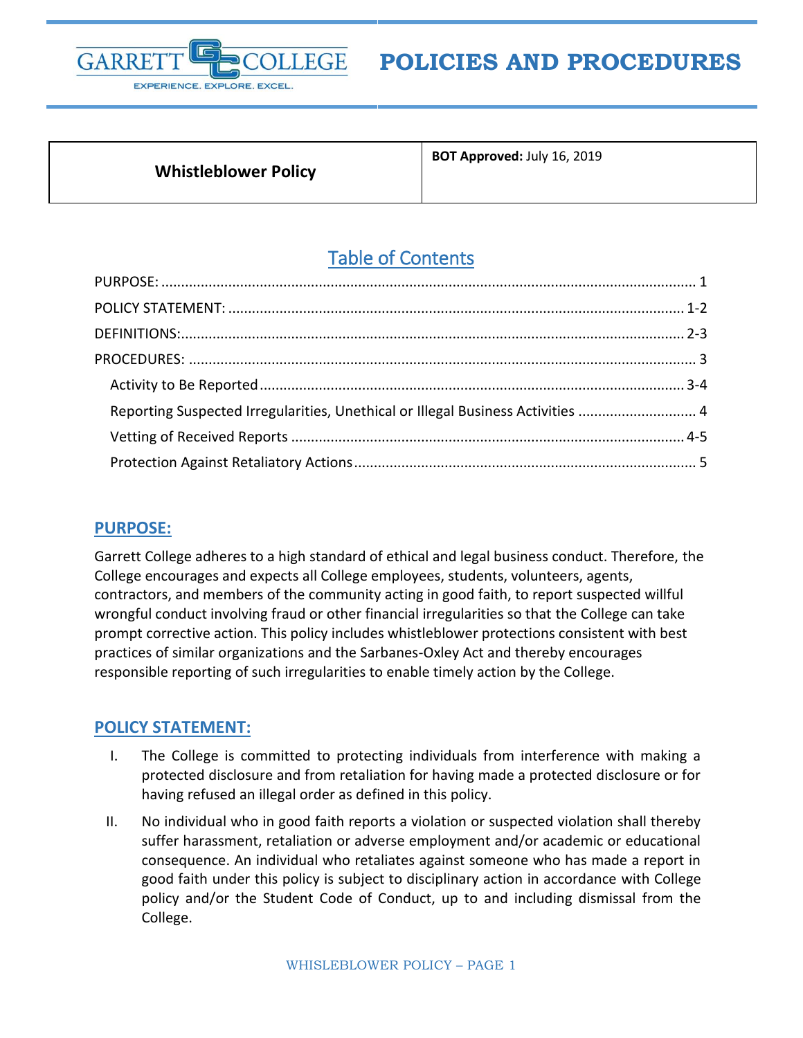# POLICIES AND PROCEDURES

| Whistleblower Policy | BOT Approved: July 16, 2019 |
|---|---|

## Table of Contents

- PURPOSE: ........ 1
- POLICY STATEMENT: ........ 1-2
- DEFINITIONS: ........ 2-3
- PROCEDURES: ........ 3
  - Activity to Be Reported ........ 3-4
  - Reporting Suspected Irregularities, Unethical or Illegal Business Activities ........ 4
  - Vetting of Received Reports ........ 4-5
  - Protection Against Retaliatory Actions ........ 5

## PURPOSE:

Garrett College adheres to a high standard of ethical and legal business conduct. Therefore, the College encourages and expects all College employees, students, volunteers, agents, contractors, and members of the community acting in good faith, to report suspected willful wrongful conduct involving fraud or other financial irregularities so that the College can take prompt corrective action. This policy includes whistleblower protections consistent with best practices of similar organizations and the Sarbanes-Oxley Act and thereby encourages responsible reporting of such irregularities to enable timely action by the College.

## POLICY STATEMENT:

I. The College is committed to protecting individuals from interference with making a protected disclosure and from retaliation for having made a protected disclosure or for having refused an illegal order as defined in this policy.

II. No individual who in good faith reports a violation or suspected violation shall thereby suffer harassment, retaliation or adverse employment and/or academic or educational consequence. An individual who retaliates against someone who has made a report in good faith under this policy is subject to disciplinary action in accordance with College policy and/or the Student Code of Conduct, up to and including dismissal from the College.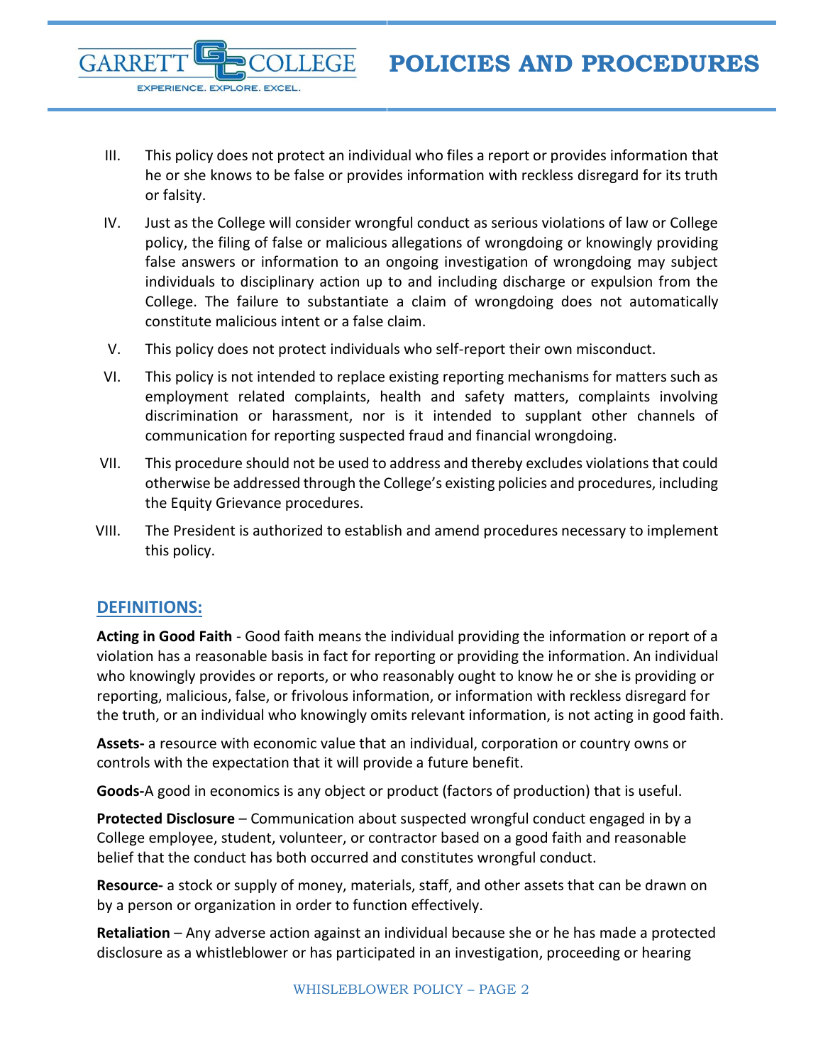III. This policy does not protect an individual who files a report or provides information that he or she knows to be false or provides information with reckless disregard for its truth or falsity.

IV. Just as the College will consider wrongful conduct as serious violations of law or College policy, the filing of false or malicious allegations of wrongdoing or knowingly providing false answers or information to an ongoing investigation of wrongdoing may subject individuals to disciplinary action up to and including discharge or expulsion from the College. The failure to substantiate a claim of wrongdoing does not automatically constitute malicious intent or a false claim.

V. This policy does not protect individuals who self-report their own misconduct.

VI. This policy is not intended to replace existing reporting mechanisms for matters such as employment related complaints, health and safety matters, complaints involving discrimination or harassment, nor is it intended to supplant other channels of communication for reporting suspected fraud and financial wrongdoing.

VII. This procedure should not be used to address and thereby excludes violations that could otherwise be addressed through the College's existing policies and procedures, including the Equity Grievance procedures.

VIII. The President is authorized to establish and amend procedures necessary to implement this policy.

## DEFINITIONS:

**Acting in Good Faith** - Good faith means the individual providing the information or report of a violation has a reasonable basis in fact for reporting or providing the information. An individual who knowingly provides or reports, or who reasonably ought to know he or she is providing or reporting, malicious, false, or frivolous information, or information with reckless disregard for the truth, or an individual who knowingly omits relevant information, is not acting in good faith.

**Assets-** a resource with economic value that an individual, corporation or country owns or controls with the expectation that it will provide a future benefit.

**Goods-**A good in economics is any object or product (factors of production) that is useful.

**Protected Disclosure** – Communication about suspected wrongful conduct engaged in by a College employee, student, volunteer, or contractor based on a good faith and reasonable belief that the conduct has both occurred and constitutes wrongful conduct.

**Resource-** a stock or supply of money, materials, staff, and other assets that can be drawn on by a person or organization in order to function effectively.

**Retaliation** – Any adverse action against an individual because she or he has made a protected disclosure as a whistleblower or has participated in an investigation, proceeding or hearing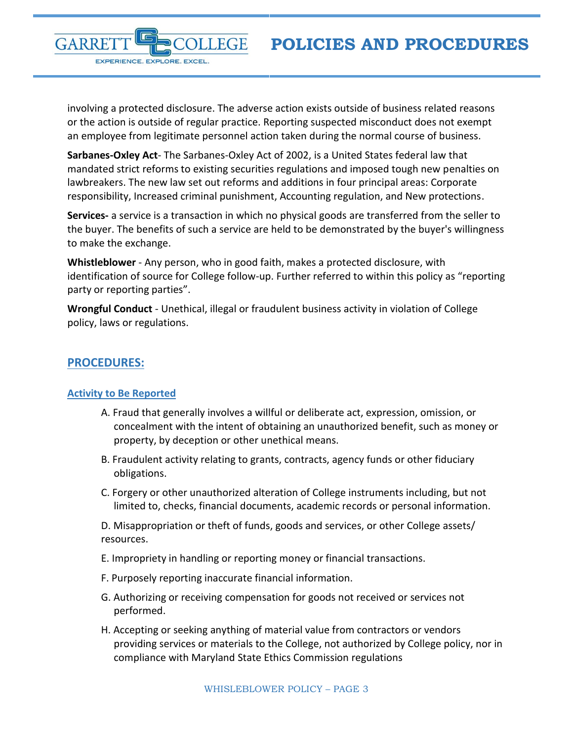involving a protected disclosure. The adverse action exists outside of business related reasons or the action is outside of regular practice. Reporting suspected misconduct does not exempt an employee from legitimate personnel action taken during the normal course of business.

**Sarbanes-Oxley Act**- The Sarbanes-Oxley Act of 2002, is a United States federal law that mandated strict reforms to existing securities regulations and imposed tough new penalties on lawbreakers. The new law set out reforms and additions in four principal areas: Corporate responsibility, Increased criminal punishment, Accounting regulation, and New protections.

**Services-** a service is a transaction in which no physical goods are transferred from the seller to the buyer. The benefits of such a service are held to be demonstrated by the buyer's willingness to make the exchange.

**Whistleblower** - Any person, who in good faith, makes a protected disclosure, with identification of source for College follow-up. Further referred to within this policy as "reporting party or reporting parties".

**Wrongful Conduct** - Unethical, illegal or fraudulent business activity in violation of College policy, laws or regulations.

## PROCEDURES:

### Activity to Be Reported

A. Fraud that generally involves a willful or deliberate act, expression, omission, or concealment with the intent of obtaining an unauthorized benefit, such as money or property, by deception or other unethical means.

B. Fraudulent activity relating to grants, contracts, agency funds or other fiduciary obligations.

C. Forgery or other unauthorized alteration of College instruments including, but not limited to, checks, financial documents, academic records or personal information.

D. Misappropriation or theft of funds, goods and services, or other College assets/ resources.

E. Impropriety in handling or reporting money or financial transactions.

F. Purposely reporting inaccurate financial information.

G. Authorizing or receiving compensation for goods not received or services not performed.

H. Accepting or seeking anything of material value from contractors or vendors providing services or materials to the College, not authorized by College policy, nor in compliance with Maryland State Ethics Commission regulations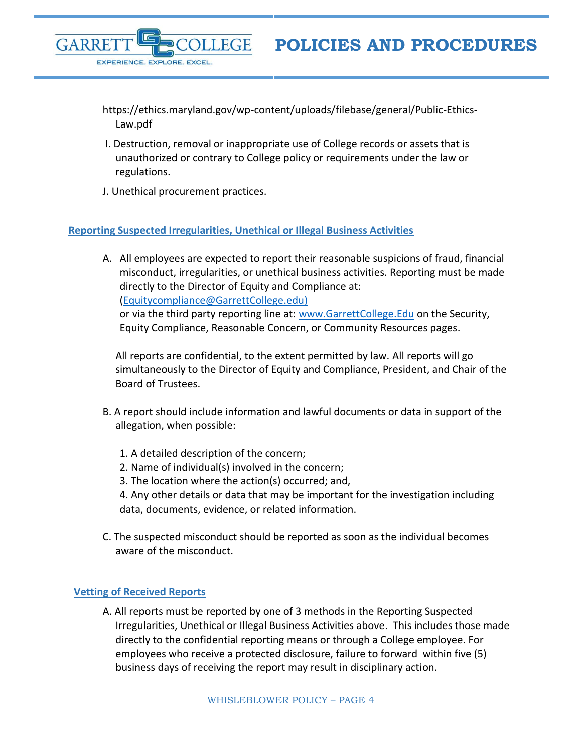https://ethics.maryland.gov/wp-content/uploads/filebase/general/Public-Ethics-Law.pdf

I. Destruction, removal or inappropriate use of College records or assets that is unauthorized or contrary to College policy or requirements under the law or regulations.

J. Unethical procurement practices.

## Reporting Suspected Irregularities, Unethical or Illegal Business Activities

A. All employees are expected to report their reasonable suspicions of fraud, financial misconduct, irregularities, or unethical business activities. Reporting must be made directly to the Director of Equity and Compliance at: (Equitycompliance@GarrettCollege.edu) or via the third party reporting line at: www.GarrettCollege.Edu on the Security, Equity Compliance, Reasonable Concern, or Community Resources pages.

All reports are confidential, to the extent permitted by law. All reports will go simultaneously to the Director of Equity and Compliance, President, and Chair of the Board of Trustees.

B. A report should include information and lawful documents or data in support of the allegation, when possible:

1. A detailed description of the concern;
2. Name of individual(s) involved in the concern;
3. The location where the action(s) occurred; and,
4. Any other details or data that may be important for the investigation including data, documents, evidence, or related information.

C. The suspected misconduct should be reported as soon as the individual becomes aware of the misconduct.

## Vetting of Received Reports

A. All reports must be reported by one of 3 methods in the Reporting Suspected Irregularities, Unethical or Illegal Business Activities above. This includes those made directly to the confidential reporting means or through a College employee. For employees who receive a protected disclosure, failure to forward within five (5) business days of receiving the report may result in disciplinary action.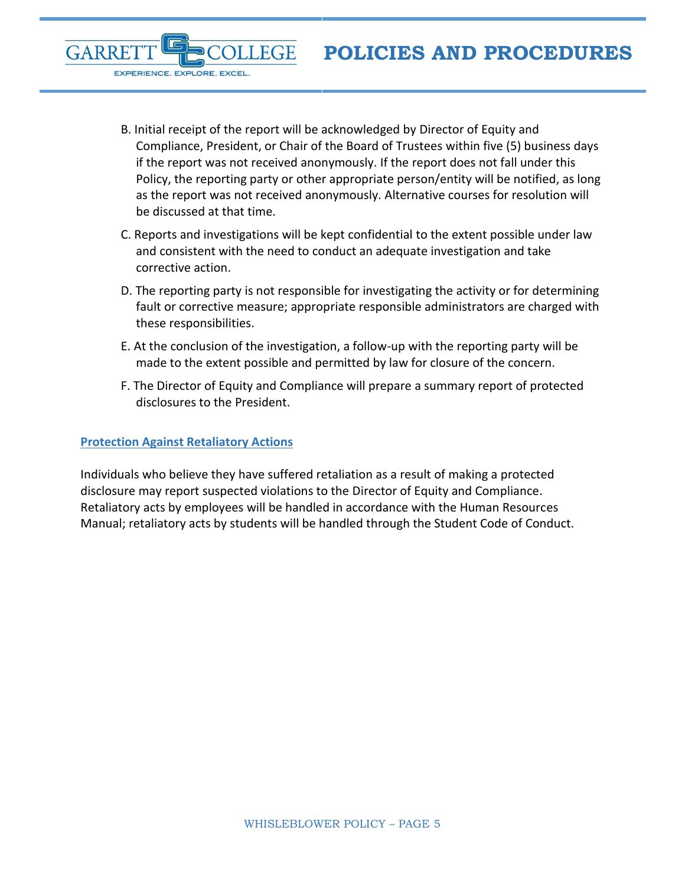B. Initial receipt of the report will be acknowledged by Director of Equity and Compliance, President, or Chair of the Board of Trustees within five (5) business days if the report was not received anonymously. If the report does not fall under this Policy, the reporting party or other appropriate person/entity will be notified, as long as the report was not received anonymously. Alternative courses for resolution will be discussed at that time.

C. Reports and investigations will be kept confidential to the extent possible under law and consistent with the need to conduct an adequate investigation and take corrective action.

D. The reporting party is not responsible for investigating the activity or for determining fault or corrective measure; appropriate responsible administrators are charged with these responsibilities.

E. At the conclusion of the investigation, a follow-up with the reporting party will be made to the extent possible and permitted by law for closure of the concern.

F. The Director of Equity and Compliance will prepare a summary report of protected disclosures to the President.

## Protection Against Retaliatory Actions

Individuals who believe they have suffered retaliation as a result of making a protected disclosure may report suspected violations to the Director of Equity and Compliance. Retaliatory acts by employees will be handled in accordance with the Human Resources Manual; retaliatory acts by students will be handled through the Student Code of Conduct.